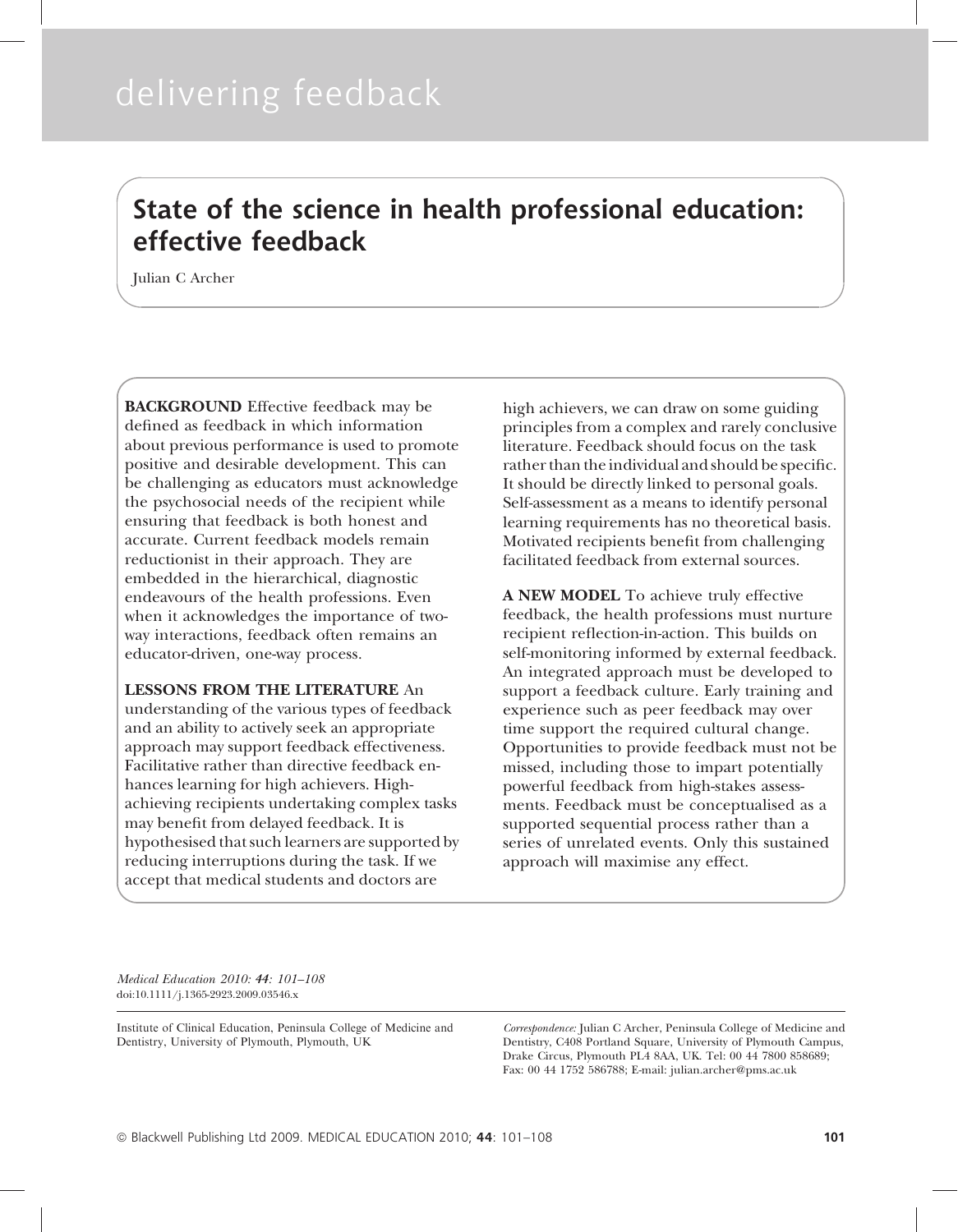delivering feedback

# State of the science in health professional education: effective feedback

Julian C Archer

**BACKGROUND** Effective feedback may be defined as feedback in which information about previous performance is used to promote positive and desirable development. This can be challenging as educators must acknowledge the psychosocial needs of the recipient while ensuring that feedback is both honest and accurate. Current feedback models remain reductionist in their approach. They are embedded in the hierarchical, diagnostic endeavours of the health professions. Even when it acknowledges the importance of two-way interactions, feedback often remains an educator-driven, one-way process.

**LESSONS FROM THE LITERATURE** An understanding of the various types of feedback and an ability to actively seek an appropriate approach may support feedback effectiveness. Facilitative rather than directive feedback enhances learning for high achievers. High-achieving recipients undertaking complex tasks may benefit from delayed feedback. It is hypothesised that such learners are supported by reducing interruptions during the task. If we accept that medical students and doctors are high achievers, we can draw on some guiding principles from a complex and rarely conclusive literature. Feedback should focus on the task rather than the individual and should be specific. It should be directly linked to personal goals. Self-assessment as a means to identify personal learning requirements has no theoretical basis. Motivated recipients benefit from challenging facilitated feedback from external sources.

**A NEW MODEL** To achieve truly effective feedback, the health professions must nurture recipient reflection-in-action. This builds on self-monitoring informed by external feedback. An integrated approach must be developed to support a feedback culture. Early training and experience such as peer feedback may over time support the required cultural change. Opportunities to provide feedback must not be missed, including those to impart potentially powerful feedback from high-stakes assessments. Feedback must be conceptualised as a supported sequential process rather than a series of unrelated events. Only this sustained approach will maximise any effect.

*Medical Education 2010: **44**: 101–108*
doi:10.1111/j.1365-2923.2009.03546.x

Institute of Clinical Education, Peninsula College of Medicine and Dentistry, University of Plymouth, Plymouth, UK

*Correspondence:* Julian C Archer, Peninsula College of Medicine and Dentistry, C408 Portland Square, University of Plymouth Campus, Drake Circus, Plymouth PL4 8AA, UK. Tel: 00 44 7800 858689; Fax: 00 44 1752 586788; E-mail: julian.archer@pms.ac.uk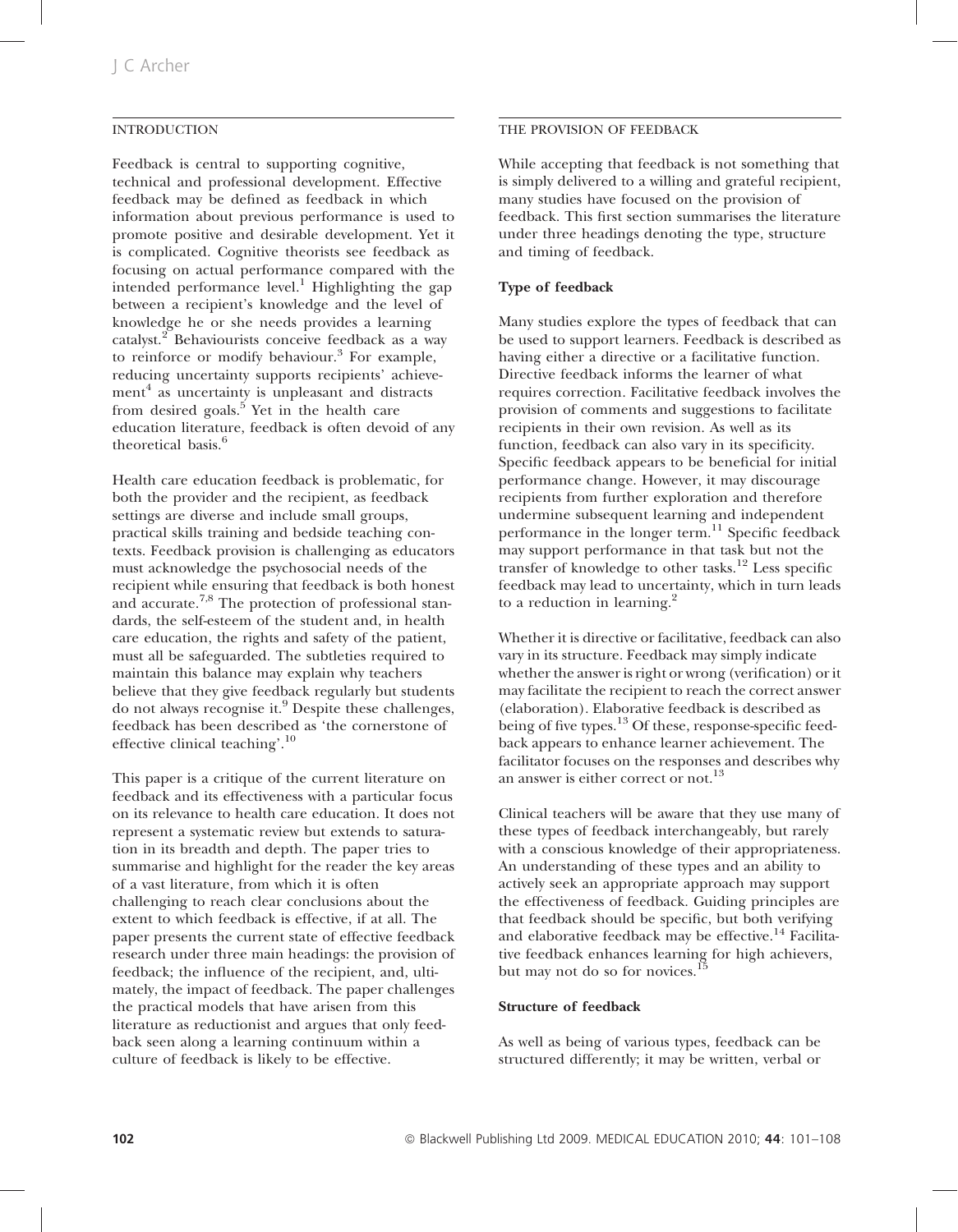## INTRODUCTION

Feedback is central to supporting cognitive, technical and professional development. Effective feedback may be defined as feedback in which information about previous performance is used to promote positive and desirable development. Yet it is complicated. Cognitive theorists see feedback as focusing on actual performance compared with the intended performance level.[1] Highlighting the gap between a recipient's knowledge and the level of knowledge he or she needs provides a learning catalyst.[2] Behaviourists conceive feedback as a way to reinforce or modify behaviour.[3] For example, reducing uncertainty supports recipients' achievement[4] as uncertainty is unpleasant and distracts from desired goals.[5] Yet in the health care education literature, feedback is often devoid of any theoretical basis.[6]

Health care education feedback is problematic, for both the provider and the recipient, as feedback settings are diverse and include small groups, practical skills training and bedside teaching contexts. Feedback provision is challenging as educators must acknowledge the psychosocial needs of the recipient while ensuring that feedback is both honest and accurate.[7,8] The protection of professional standards, the self-esteem of the student and, in health care education, the rights and safety of the patient, must all be safeguarded. The subtleties required to maintain this balance may explain why teachers believe that they give feedback regularly but students do not always recognise it.[9] Despite these challenges, feedback has been described as 'the cornerstone of effective clinical teaching'.[10]

This paper is a critique of the current literature on feedback and its effectiveness with a particular focus on its relevance to health care education. It does not represent a systematic review but extends to saturation in its breadth and depth. The paper tries to summarise and highlight for the reader the key areas of a vast literature, from which it is often challenging to reach clear conclusions about the extent to which feedback is effective, if at all. The paper presents the current state of effective feedback research under three main headings: the provision of feedback; the influence of the recipient, and, ultimately, the impact of feedback. The paper challenges the practical models that have arisen from this literature as reductionist and argues that only feedback seen along a learning continuum within a culture of feedback is likely to be effective.

## THE PROVISION OF FEEDBACK

While accepting that feedback is not something that is simply delivered to a willing and grateful recipient, many studies have focused on the provision of feedback. This first section summarises the literature under three headings denoting the type, structure and timing of feedback.

### Type of feedback

Many studies explore the types of feedback that can be used to support learners. Feedback is described as having either a directive or a facilitative function. Directive feedback informs the learner of what requires correction. Facilitative feedback involves the provision of comments and suggestions to facilitate recipients in their own revision. As well as its function, feedback can also vary in its specificity. Specific feedback appears to be beneficial for initial performance change. However, it may discourage recipients from further exploration and therefore undermine subsequent learning and independent performance in the longer term.[11] Specific feedback may support performance in that task but not the transfer of knowledge to other tasks.[12] Less specific feedback may lead to uncertainty, which in turn leads to a reduction in learning.[2]

Whether it is directive or facilitative, feedback can also vary in its structure. Feedback may simply indicate whether the answer is right or wrong (verification) or it may facilitate the recipient to reach the correct answer (elaboration). Elaborative feedback is described as being of five types.[13] Of these, response-specific feedback appears to enhance learner achievement. The facilitator focuses on the responses and describes why an answer is either correct or not.[13]

Clinical teachers will be aware that they use many of these types of feedback interchangeably, but rarely with a conscious knowledge of their appropriateness. An understanding of these types and an ability to actively seek an appropriate approach may support the effectiveness of feedback. Guiding principles are that feedback should be specific, but both verifying and elaborative feedback may be effective.[14] Facilitative feedback enhances learning for high achievers, but may not do so for novices.[15]

### Structure of feedback

As well as being of various types, feedback can be structured differently; it may be written, verbal or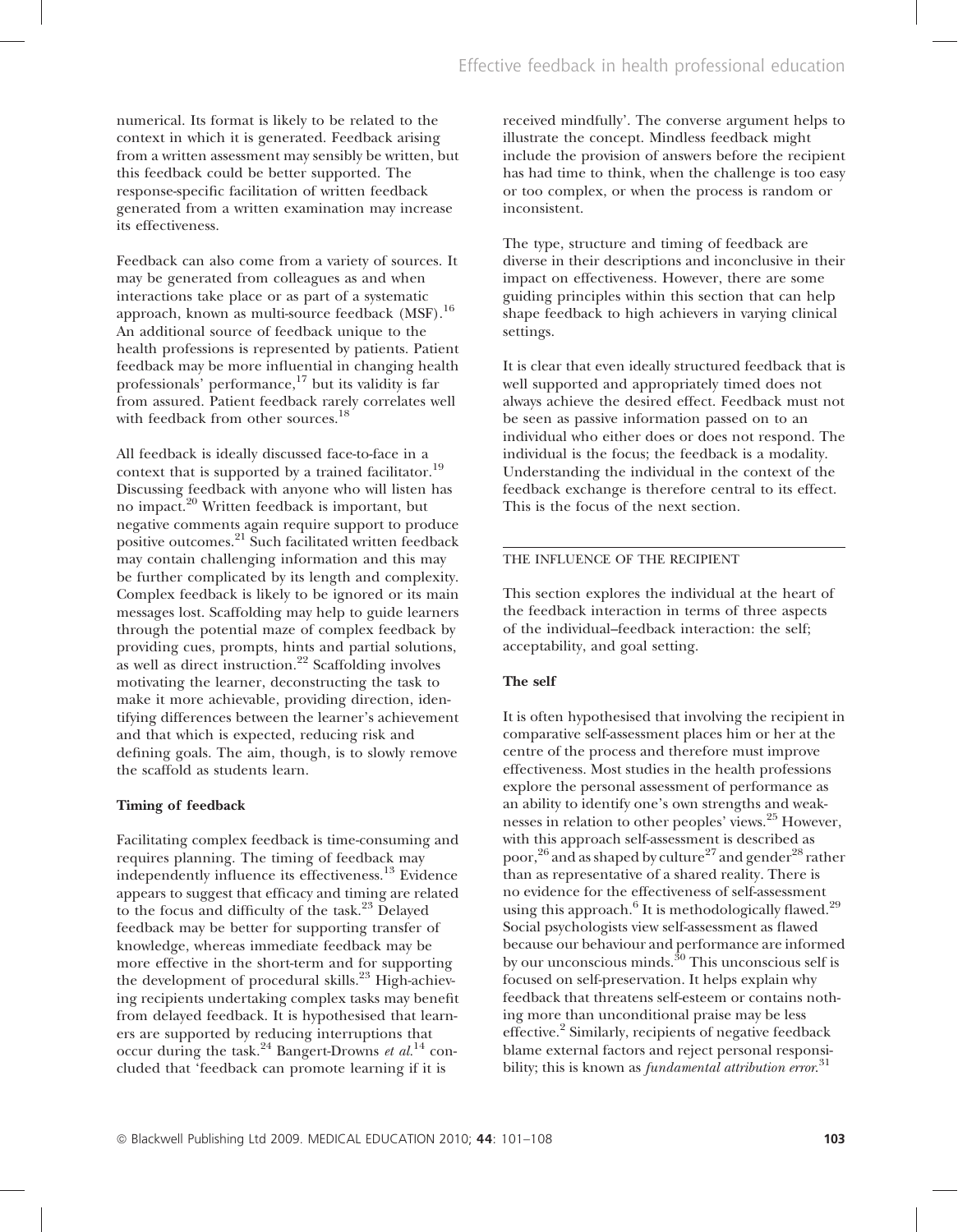numerical. Its format is likely to be related to the context in which it is generated. Feedback arising from a written assessment may sensibly be written, but this feedback could be better supported. The response-specific facilitation of written feedback generated from a written examination may increase its effectiveness.

Feedback can also come from a variety of sources. It may be generated from colleagues as and when interactions take place or as part of a systematic approach, known as multi-source feedback (MSF).[16] An additional source of feedback unique to the health professions is represented by patients. Patient feedback may be more influential in changing health professionals' performance,[17] but its validity is far from assured. Patient feedback rarely correlates well with feedback from other sources.[18]

All feedback is ideally discussed face-to-face in a context that is supported by a trained facilitator.[19] Discussing feedback with anyone who will listen has no impact.[20] Written feedback is important, but negative comments again require support to produce positive outcomes.[21] Such facilitated written feedback may contain challenging information and this may be further complicated by its length and complexity. Complex feedback is likely to be ignored or its main messages lost. Scaffolding may help to guide learners through the potential maze of complex feedback by providing cues, prompts, hints and partial solutions, as well as direct instruction.[22] Scaffolding involves motivating the learner, deconstructing the task to make it more achievable, providing direction, identifying differences between the learner's achievement and that which is expected, reducing risk and defining goals. The aim, though, is to slowly remove the scaffold as students learn.

### Timing of feedback

Facilitating complex feedback is time-consuming and requires planning. The timing of feedback may independently influence its effectiveness.[13] Evidence appears to suggest that efficacy and timing are related to the focus and difficulty of the task.[23] Delayed feedback may be better for supporting transfer of knowledge, whereas immediate feedback may be more effective in the short-term and for supporting the development of procedural skills.[23] High-achieving recipients undertaking complex tasks may benefit from delayed feedback. It is hypothesised that learners are supported by reducing interruptions that occur during the task.[24] Bangert-Drowns *et al.*[14] concluded that 'feedback can promote learning if it is received mindfully'. The converse argument helps to illustrate the concept. Mindless feedback might include the provision of answers before the recipient has had time to think, when the challenge is too easy or too complex, or when the process is random or inconsistent.

The type, structure and timing of feedback are diverse in their descriptions and inconclusive in their impact on effectiveness. However, there are some guiding principles within this section that can help shape feedback to high achievers in varying clinical settings.

It is clear that even ideally structured feedback that is well supported and appropriately timed does not always achieve the desired effect. Feedback must not be seen as passive information passed on to an individual who either does or does not respond. The individual is the focus; the feedback is a modality. Understanding the individual in the context of the feedback exchange is therefore central to its effect. This is the focus of the next section.

## THE INFLUENCE OF THE RECIPIENT

This section explores the individual at the heart of the feedback interaction in terms of three aspects of the individual–feedback interaction: the self; acceptability, and goal setting.

### The self

It is often hypothesised that involving the recipient in comparative self-assessment places him or her at the centre of the process and therefore must improve effectiveness. Most studies in the health professions explore the personal assessment of performance as an ability to identify one's own strengths and weaknesses in relation to other peoples' views.[25] However, with this approach self-assessment is described as poor,[26] and as shaped by culture[27] and gender[28] rather than as representative of a shared reality. There is no evidence for the effectiveness of self-assessment using this approach.[6] It is methodologically flawed.[29] Social psychologists view self-assessment as flawed because our behaviour and performance are informed by our unconscious minds.[30] This unconscious self is focused on self-preservation. It helps explain why feedback that threatens self-esteem or contains nothing more than unconditional praise may be less effective.[2] Similarly, recipients of negative feedback blame external factors and reject personal responsibility; this is known as *fundamental attribution error*.[31]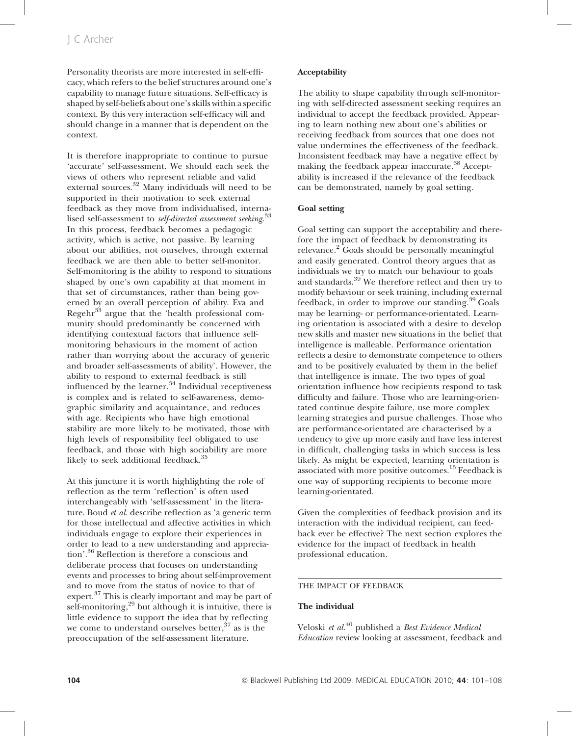Personality theorists are more interested in self-efficacy, which refers to the belief structures around one's capability to manage future situations. Self-efficacy is shaped by self-beliefs about one's skills within a specific context. By this very interaction self-efficacy will and should change in a manner that is dependent on the context.

It is therefore inappropriate to continue to pursue 'accurate' self-assessment. We should each seek the views of others who represent reliable and valid external sources.[32] Many individuals will need to be supported in their motivation to seek external feedback as they move from individualised, internalised self-assessment to *self-directed assessment seeking*.[33] In this process, feedback becomes a pedagogic activity, which is active, not passive. By learning about our abilities, not ourselves, through external feedback we are then able to better self-monitor. Self-monitoring is the ability to respond to situations shaped by one's own capability at that moment in that set of circumstances, rather than being governed by an overall perception of ability. Eva and Regehr[33] argue that the 'health professional community should predominantly be concerned with identifying contextual factors that influence self-monitoring behaviours in the moment of action rather than worrying about the accuracy of generic and broader self-assessments of ability'. However, the ability to respond to external feedback is still influenced by the learner.[34] Individual receptiveness is complex and is related to self-awareness, demographic similarity and acquaintance, and reduces with age. Recipients who have high emotional stability are more likely to be motivated, those with high levels of responsibility feel obligated to use feedback, and those with high sociability are more likely to seek additional feedback.[35]

At this juncture it is worth highlighting the role of reflection as the term 'reflection' is often used interchangeably with 'self-assessment' in the literature. Boud *et al.* describe reflection as 'a generic term for those intellectual and affective activities in which individuals engage to explore their experiences in order to lead to a new understanding and appreciation'.[36] Reflection is therefore a conscious and deliberate process that focuses on understanding events and processes to bring about self-improvement and to move from the status of novice to that of expert.[37] This is clearly important and may be part of self-monitoring,[29] but although it is intuitive, there is little evidence to support the idea that by reflecting we come to understand ourselves better,[37] as is the preoccupation of the self-assessment literature.

**Acceptability**

The ability to shape capability through self-monitoring with self-directed assessment seeking requires an individual to accept the feedback provided. Appearing to learn nothing new about one's abilities or receiving feedback from sources that one does not value undermines the effectiveness of the feedback. Inconsistent feedback may have a negative effect by making the feedback appear inaccurate.[38] Acceptability is increased if the relevance of the feedback can be demonstrated, namely by goal setting.

**Goal setting**

Goal setting can support the acceptability and therefore the impact of feedback by demonstrating its relevance.[2] Goals should be personally meaningful and easily generated. Control theory argues that as individuals we try to match our behaviour to goals and standards.[39] We therefore reflect and then try to modify behaviour or seek training, including external feedback, in order to improve our standing.[39] Goals may be learning- or performance-orientated. Learning orientation is associated with a desire to develop new skills and master new situations in the belief that intelligence is malleable. Performance orientation reflects a desire to demonstrate competence to others and to be positively evaluated by them in the belief that intelligence is innate. The two types of goal orientation influence how recipients respond to task difficulty and failure. Those who are learning-orientated continue despite failure, use more complex learning strategies and pursue challenges. Those who are performance-orientated are characterised by a tendency to give up more easily and have less interest in difficult, challenging tasks in which success is less likely. As might be expected, learning orientation is associated with more positive outcomes.[13] Feedback is one way of supporting recipients to become more learning-orientated.

Given the complexities of feedback provision and its interaction with the individual recipient, can feedback ever be effective? The next section explores the evidence for the impact of feedback in health professional education.

## THE IMPACT OF FEEDBACK

**The individual**

Veloski *et al.*[40] published a *Best Evidence Medical Education* review looking at assessment, feedback and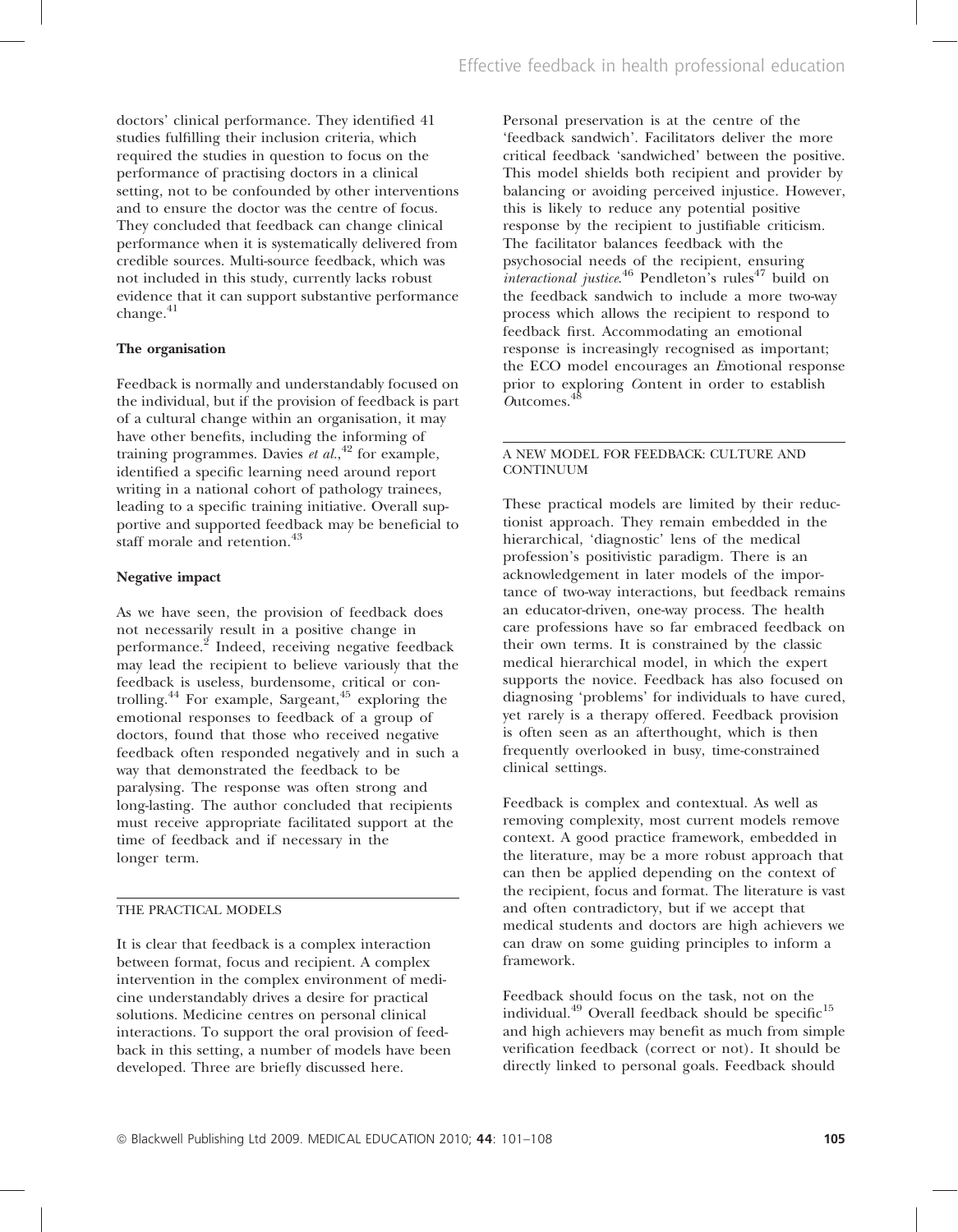doctors' clinical performance. They identified 41 studies fulfilling their inclusion criteria, which required the studies in question to focus on the performance of practising doctors in a clinical setting, not to be confounded by other interventions and to ensure the doctor was the centre of focus. They concluded that feedback can change clinical performance when it is systematically delivered from credible sources. Multi-source feedback, which was not included in this study, currently lacks robust evidence that it can support substantive performance change.[41]

**The organisation**

Feedback is normally and understandably focused on the individual, but if the provision of feedback is part of a cultural change within an organisation, it may have other benefits, including the informing of training programmes. Davies *et al.*,[42] for example, identified a specific learning need around report writing in a national cohort of pathology trainees, leading to a specific training initiative. Overall supportive and supported feedback may be beneficial to staff morale and retention.[43]

**Negative impact**

As we have seen, the provision of feedback does not necessarily result in a positive change in performance.[2] Indeed, receiving negative feedback may lead the recipient to believe variously that the feedback is useless, burdensome, critical or controlling.[44] For example, Sargeant,[45] exploring the emotional responses to feedback of a group of doctors, found that those who received negative feedback often responded negatively and in such a way that demonstrated the feedback to be paralysing. The response was often strong and long-lasting. The author concluded that recipients must receive appropriate facilitated support at the time of feedback and if necessary in the longer term.

## THE PRACTICAL MODELS

It is clear that feedback is a complex interaction between format, focus and recipient. A complex intervention in the complex environment of medicine understandably drives a desire for practical solutions. Medicine centres on personal clinical interactions. To support the oral provision of feedback in this setting, a number of models have been developed. Three are briefly discussed here.

Personal preservation is at the centre of the 'feedback sandwich'. Facilitators deliver the more critical feedback 'sandwiched' between the positive. This model shields both recipient and provider by balancing or avoiding perceived injustice. However, this is likely to reduce any potential positive response by the recipient to justifiable criticism. The facilitator balances feedback with the psychosocial needs of the recipient, ensuring *interactional justice*.[46] Pendleton's rules[47] build on the feedback sandwich to include a more two-way process which allows the recipient to respond to feedback first. Accommodating an emotional response is increasingly recognised as important; the ECO model encourages an *E*motional response prior to exploring *C*ontent in order to establish *O*utcomes.[48]

## A NEW MODEL FOR FEEDBACK: CULTURE AND CONTINUUM

These practical models are limited by their reductionist approach. They remain embedded in the hierarchical, 'diagnostic' lens of the medical profession's positivistic paradigm. There is an acknowledgement in later models of the importance of two-way interactions, but feedback remains an educator-driven, one-way process. The health care professions have so far embraced feedback on their own terms. It is constrained by the classic medical hierarchical model, in which the expert supports the novice. Feedback has also focused on diagnosing 'problems' for individuals to have cured, yet rarely is a therapy offered. Feedback provision is often seen as an afterthought, which is then frequently overlooked in busy, time-constrained clinical settings.

Feedback is complex and contextual. As well as removing complexity, most current models remove context. A good practice framework, embedded in the literature, may be a more robust approach that can then be applied depending on the context of the recipient, focus and format. The literature is vast and often contradictory, but if we accept that medical students and doctors are high achievers we can draw on some guiding principles to inform a framework.

Feedback should focus on the task, not on the individual.[49] Overall feedback should be specific[15] and high achievers may benefit as much from simple verification feedback (correct or not). It should be directly linked to personal goals. Feedback should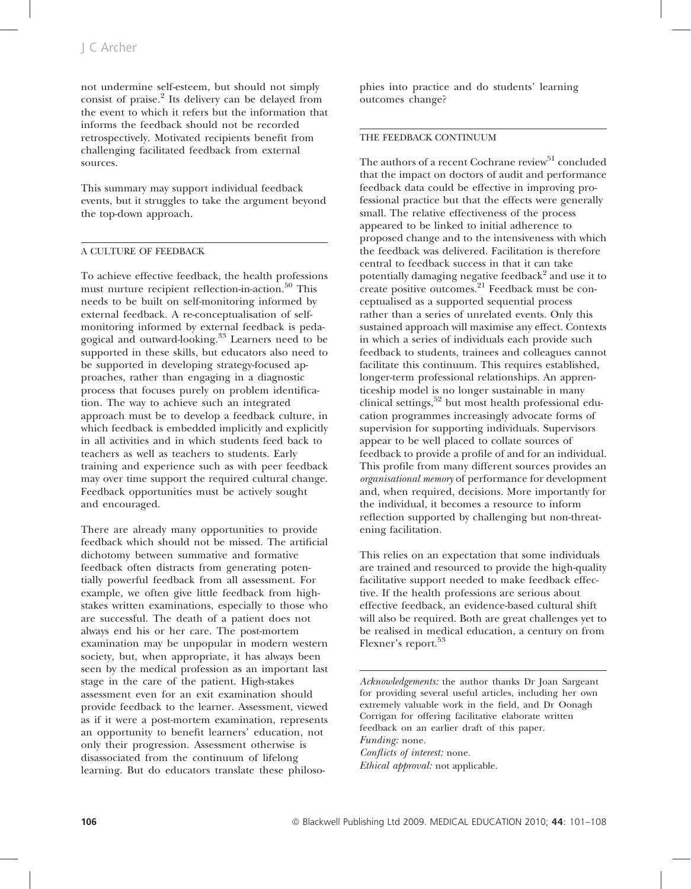not undermine self-esteem, but should not simply consist of praise.[2] Its delivery can be delayed from the event to which it refers but the information that informs the feedback should not be recorded retrospectively. Motivated recipients benefit from challenging facilitated feedback from external sources.

This summary may support individual feedback events, but it struggles to take the argument beyond the top-down approach.

## A CULTURE OF FEEDBACK

To achieve effective feedback, the health professions must nurture recipient reflection-in-action.[50] This needs to be built on self-monitoring informed by external feedback. A re-conceptualisation of self-monitoring informed by external feedback is pedagogical and outward-looking.[33] Learners need to be supported in these skills, but educators also need to be supported in developing strategy-focused approaches, rather than engaging in a diagnostic process that focuses purely on problem identification. The way to achieve such an integrated approach must be to develop a feedback culture, in which feedback is embedded implicitly and explicitly in all activities and in which students feed back to teachers as well as teachers to students. Early training and experience such as with peer feedback may over time support the required cultural change. Feedback opportunities must be actively sought and encouraged.

There are already many opportunities to provide feedback which should not be missed. The artificial dichotomy between summative and formative feedback often distracts from generating potentially powerful feedback from all assessment. For example, we often give little feedback from high-stakes written examinations, especially to those who are successful. The death of a patient does not always end his or her care. The post-mortem examination may be unpopular in modern western society, but, when appropriate, it has always been seen by the medical profession as an important last stage in the care of the patient. High-stakes assessment even for an exit examination should provide feedback to the learner. Assessment, viewed as if it were a post-mortem examination, represents an opportunity to benefit learners' education, not only their progression. Assessment otherwise is disassociated from the continuum of lifelong learning. But do educators translate these philosophies into practice and do students' learning outcomes change?

## THE FEEDBACK CONTINUUM

The authors of a recent Cochrane review[51] concluded that the impact on doctors of audit and performance feedback data could be effective in improving professional practice but that the effects were generally small. The relative effectiveness of the process appeared to be linked to initial adherence to proposed change and to the intensiveness with which the feedback was delivered. Facilitation is therefore central to feedback success in that it can take potentially damaging negative feedback[2] and use it to create positive outcomes.[21] Feedback must be conceptualised as a supported sequential process rather than a series of unrelated events. Only this sustained approach will maximise any effect. Contexts in which a series of individuals each provide such feedback to students, trainees and colleagues cannot facilitate this continuum. This requires established, longer-term professional relationships. An apprenticeship model is no longer sustainable in many clinical settings,[52] but most health professional education programmes increasingly advocate forms of supervision for supporting individuals. Supervisors appear to be well placed to collate sources of feedback to provide a profile of and for an individual. This profile from many different sources provides an *organisational memory* of performance for development and, when required, decisions. More importantly for the individual, it becomes a resource to inform reflection supported by challenging but non-threatening facilitation.

This relies on an expectation that some individuals are trained and resourced to provide the high-quality facilitative support needed to make feedback effective. If the health professions are serious about effective feedback, an evidence-based cultural shift will also be required. Both are great challenges yet to be realised in medical education, a century on from Flexner's report.[53]

*Acknowledgements:* the author thanks Dr Joan Sargeant for providing several useful articles, including her own extremely valuable work in the field, and Dr Oonagh Corrigan for offering facilitative elaborate written feedback on an earlier draft of this paper.
*Funding:* none.
*Conflicts of interest:* none.
*Ethical approval:* not applicable.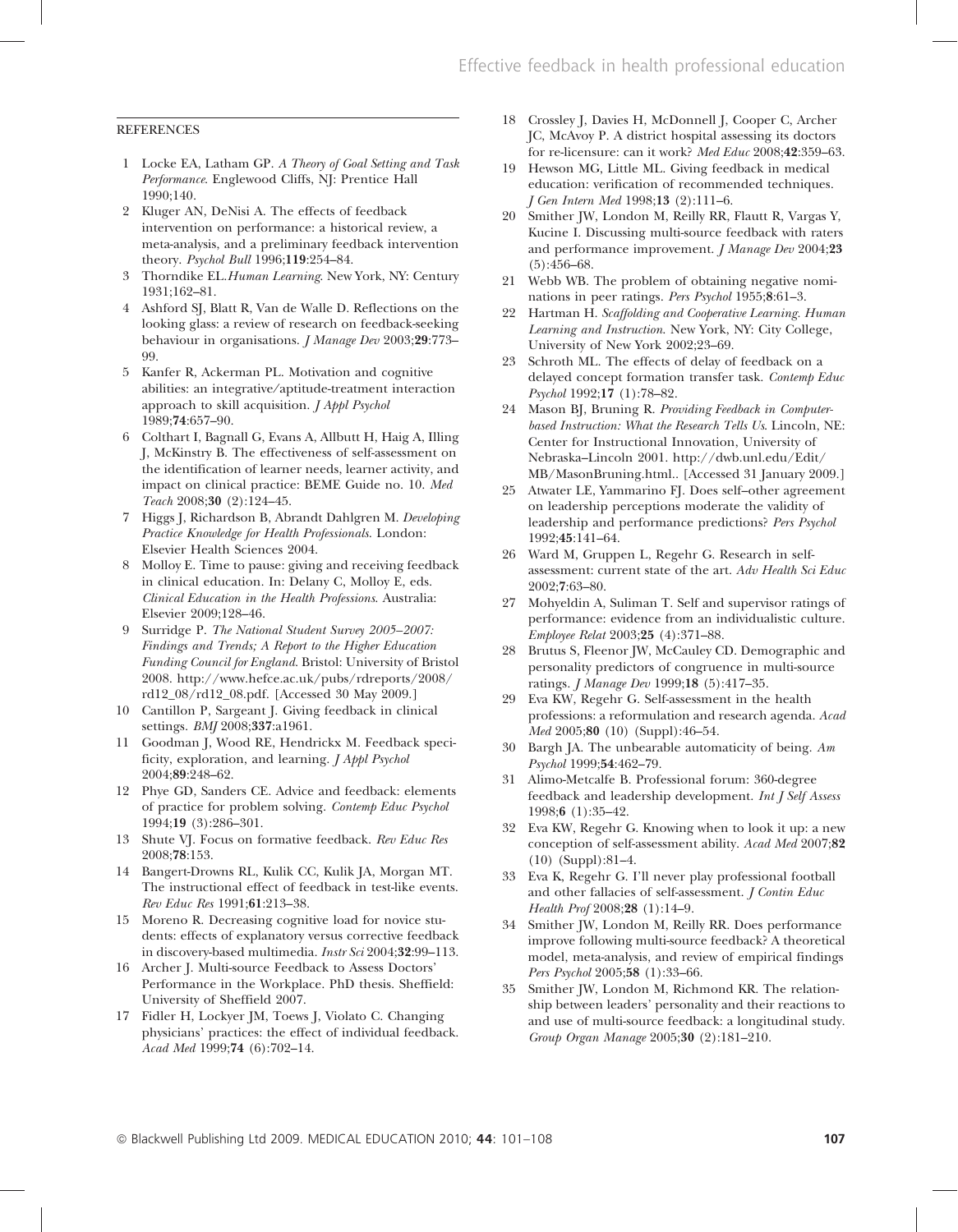## REFERENCES

1 Locke EA, Latham GP. *A Theory of Goal Setting and Task Performance*. Englewood Cliffs, NJ: Prentice Hall 1990;140.

2 Kluger AN, DeNisi A. The effects of feedback intervention on performance: a historical review, a meta-analysis, and a preliminary feedback intervention theory. *Psychol Bull* 1996;**119**:254–84.

3 Thorndike EL.*Human Learning*. New York, NY: Century 1931;162–81.

4 Ashford SJ, Blatt R, Van de Walle D. Reflections on the looking glass: a review of research on feedback-seeking behaviour in organisations. *J Manage Dev* 2003;**29**:773–99.

5 Kanfer R, Ackerman PL. Motivation and cognitive abilities: an integrative/aptitude-treatment interaction approach to skill acquisition. *J Appl Psychol* 1989;**74**:657–90.

6 Colthart I, Bagnall G, Evans A, Allbutt H, Haig A, Illing J, McKinstry B. The effectiveness of self-assessment on the identification of learner needs, learner activity, and impact on clinical practice: BEME Guide no. 10. *Med Teach* 2008;**30** (2):124–45.

7 Higgs J, Richardson B, Abrandt Dahlgren M. *Developing Practice Knowledge for Health Professionals*. London: Elsevier Health Sciences 2004.

8 Molloy E. Time to pause: giving and receiving feedback in clinical education. In: Delany C, Molloy E, eds. *Clinical Education in the Health Professions*. Australia: Elsevier 2009;128–46.

9 Surridge P. *The National Student Survey 2005–2007: Findings and Trends; A Report to the Higher Education Funding Council for England*. Bristol: University of Bristol 2008. http://www.hefce.ac.uk/pubs/rdreports/2008/rd12_08/rd12_08.pdf. [Accessed 30 May 2009.]

10 Cantillon P, Sargeant J. Giving feedback in clinical settings. *BMJ* 2008;**337**:a1961.

11 Goodman J, Wood RE, Hendrickx M. Feedback specificity, exploration, and learning. *J Appl Psychol* 2004;**89**:248–62.

12 Phye GD, Sanders CE. Advice and feedback: elements of practice for problem solving. *Contemp Educ Psychol* 1994;**19** (3):286–301.

13 Shute VJ. Focus on formative feedback. *Rev Educ Res* 2008;**78**:153.

14 Bangert-Drowns RL, Kulik CC, Kulik JA, Morgan MT. The instructional effect of feedback in test-like events. *Rev Educ Res* 1991;**61**:213–38.

15 Moreno R. Decreasing cognitive load for novice students: effects of explanatory versus corrective feedback in discovery-based multimedia. *Instr Sci* 2004;**32**:99–113.

16 Archer J. Multi-source Feedback to Assess Doctors' Performance in the Workplace. PhD thesis. Sheffield: University of Sheffield 2007.

17 Fidler H, Lockyer JM, Toews J, Violato C. Changing physicians' practices: the effect of individual feedback. *Acad Med* 1999;**74** (6):702–14.

18 Crossley J, Davies H, McDonnell J, Cooper C, Archer JC, McAvoy P. A district hospital assessing its doctors for re-licensure: can it work? *Med Educ* 2008;**42**:359–63.

19 Hewson MG, Little ML. Giving feedback in medical education: verification of recommended techniques. *J Gen Intern Med* 1998;**13** (2):111–6.

20 Smither JW, London M, Reilly RR, Flautt R, Vargas Y, Kucine I. Discussing multi-source feedback with raters and performance improvement. *J Manage Dev* 2004;**23** (5):456–68.

21 Webb WB. The problem of obtaining negative nominations in peer ratings. *Pers Psychol* 1955;**8**:61–3.

22 Hartman H. *Scaffolding and Cooperative Learning. Human Learning and Instruction*. New York, NY: City College, University of New York 2002;23–69.

23 Schroth ML. The effects of delay of feedback on a delayed concept formation transfer task. *Contemp Educ Psychol* 1992;**17** (1):78–82.

24 Mason BJ, Bruning R. *Providing Feedback in Computer-based Instruction: What the Research Tells Us*. Lincoln, NE: Center for Instructional Innovation, University of Nebraska–Lincoln 2001. http://dwb.unl.edu/Edit/MB/MasonBruning.html.. [Accessed 31 January 2009.]

25 Atwater LE, Yammarino FJ. Does self–other agreement on leadership perceptions moderate the validity of leadership and performance predictions? *Pers Psychol* 1992;**45**:141–64.

26 Ward M, Gruppen L, Regehr G. Research in self-assessment: current state of the art. *Adv Health Sci Educ* 2002;**7**:63–80.

27 Mohyeldin A, Suliman T. Self and supervisor ratings of performance: evidence from an individualistic culture. *Employee Relat* 2003;**25** (4):371–88.

28 Brutus S, Fleenor JW, McCauley CD. Demographic and personality predictors of congruence in multi-source ratings. *J Manage Dev* 1999;**18** (5):417–35.

29 Eva KW, Regehr G. Self-assessment in the health professions: a reformulation and research agenda. *Acad Med* 2005;**80** (10) (Suppl):46–54.

30 Bargh JA. The unbearable automaticity of being. *Am Psychol* 1999;**54**:462–79.

31 Alimo-Metcalfe B. Professional forum: 360-degree feedback and leadership development. *Int J Self Assess* 1998;**6** (1):35–42.

32 Eva KW, Regehr G. Knowing when to look it up: a new conception of self-assessment ability. *Acad Med* 2007;**82** (10) (Suppl):81–4.

33 Eva K, Regehr G. I'll never play professional football and other fallacies of self-assessment. *J Contin Educ Health Prof* 2008;**28** (1):14–9.

34 Smither JW, London M, Reilly RR. Does performance improve following multi-source feedback? A theoretical model, meta-analysis, and review of empirical findings *Pers Psychol* 2005;**58** (1):33–66.

35 Smither JW, London M, Richmond KR. The relationship between leaders' personality and their reactions to and use of multi-source feedback: a longitudinal study. *Group Organ Manage* 2005;**30** (2):181–210.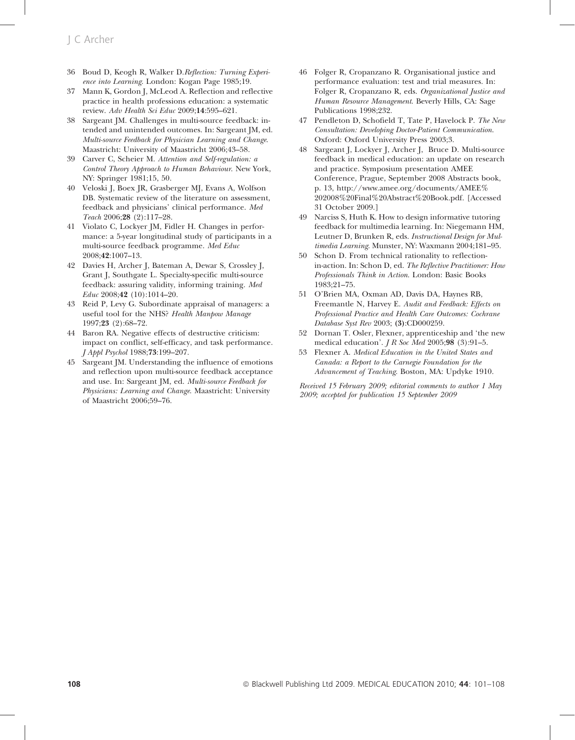36 Boud D, Keogh R, Walker D. *Reflection: Turning Experience into Learning*. London: Kogan Page 1985;19.

37 Mann K, Gordon J, McLeod A. Reflection and reflective practice in health professions education: a systematic review. *Adv Health Sci Educ* 2009;**14**:595–621.

38 Sargeant JM. Challenges in multi-source feedback: intended and unintended outcomes. In: Sargeant JM, ed. *Multi-source Feedback for Physician Learning and Change*. Maastricht: University of Maastricht 2006;43–58.

39 Carver C, Scheier M. *Attention and Self-regulation: a Control Theory Approach to Human Behaviour*. New York, NY: Springer 1981;15, 50.

40 Veloski J, Boex JR, Grasberger MJ, Evans A, Wolfson DB. Systematic review of the literature on assessment, feedback and physicians' clinical performance. *Med Teach* 2006;**28** (2):117–28.

41 Violato C, Lockyer JM, Fidler H. Changes in performance: a 5-year longitudinal study of participants in a multi-source feedback programme. *Med Educ* 2008;**42**:1007–13.

42 Davies H, Archer J, Bateman A, Dewar S, Crossley J, Grant J, Southgate L. Specialty-specific multi-source feedback: assuring validity, informing training. *Med Educ* 2008;**42** (10):1014–20.

43 Reid P, Levy G. Subordinate appraisal of managers: a useful tool for the NHS? *Health Manpow Manage* 1997;**23** (2):68–72.

44 Baron RA. Negative effects of destructive criticism: impact on conflict, self-efficacy, and task performance. *J Appl Psychol* 1988;**73**:199–207.

45 Sargeant JM. Understanding the influence of emotions and reflection upon multi-source feedback acceptance and use. In: Sargeant JM, ed. *Multi-source Feedback for Physicians: Learning and Change*. Maastricht: University of Maastricht 2006;59–76.

46 Folger R, Cropanzano R. Organisational justice and performance evaluation: test and trial measures. In: Folger R, Cropanzano R, eds. *Organizational Justice and Human Resource Management*. Beverly Hills, CA: Sage Publications 1998;232.

47 Pendleton D, Schofield T, Tate P, Havelock P. *The New Consultation: Developing Doctor-Patient Communication*. Oxford: Oxford University Press 2003;3.

48 Sargeant J, Lockyer J, Archer J, Bruce D. Multi-source feedback in medical education: an update on research and practice. Symposium presentation AMEE Conference, Prague, September 2008 Abstracts book, p. 13, http://www.amee.org/documents/AMEE%202008%20Final%20Abstract%20Book.pdf. [Accessed 31 October 2009.]

49 Narciss S, Huth K. How to design informative tutoring feedback for multimedia learning. In: Niegemann HM, Leutner D, Brunken R, eds. *Instructional Design for Multimedia Learning*. Munster, NY: Waxmann 2004;181–95.

50 Schon D. From technical rationality to reflection-in-action. In: Schon D, ed. *The Reflective Practitioner: How Professionals Think in Action*. London: Basic Books 1983;21–75.

51 O'Brien MA, Oxman AD, Davis DA, Haynes RB, Freemantle N, Harvey E. *Audit and Feedback: Effects on Professional Practice and Health Care Outcomes: Cochrane Database Syst Rev* 2003; **(3)**:CD000259.

52 Dornan T. Osler, Flexner, apprenticeship and 'the new medical education'. *J R Soc Med* 2005;**98** (3):91–5.

53 Flexner A. *Medical Education in the United States and Canada: a Report to the Carnegie Foundation for the Advancement of Teaching*. Boston, MA: Updyke 1910.

*Received 15 February 2009; editorial comments to author 1 May 2009; accepted for publication 15 September 2009*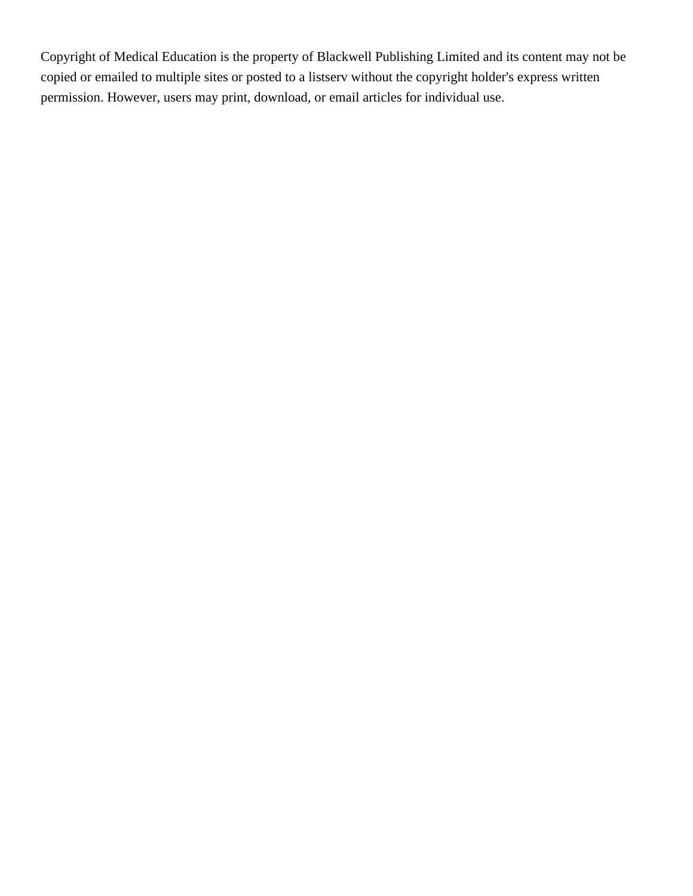Copyright of Medical Education is the property of Blackwell Publishing Limited and its content may not be copied or emailed to multiple sites or posted to a listserv without the copyright holder's express written permission. However, users may print, download, or email articles for individual use.